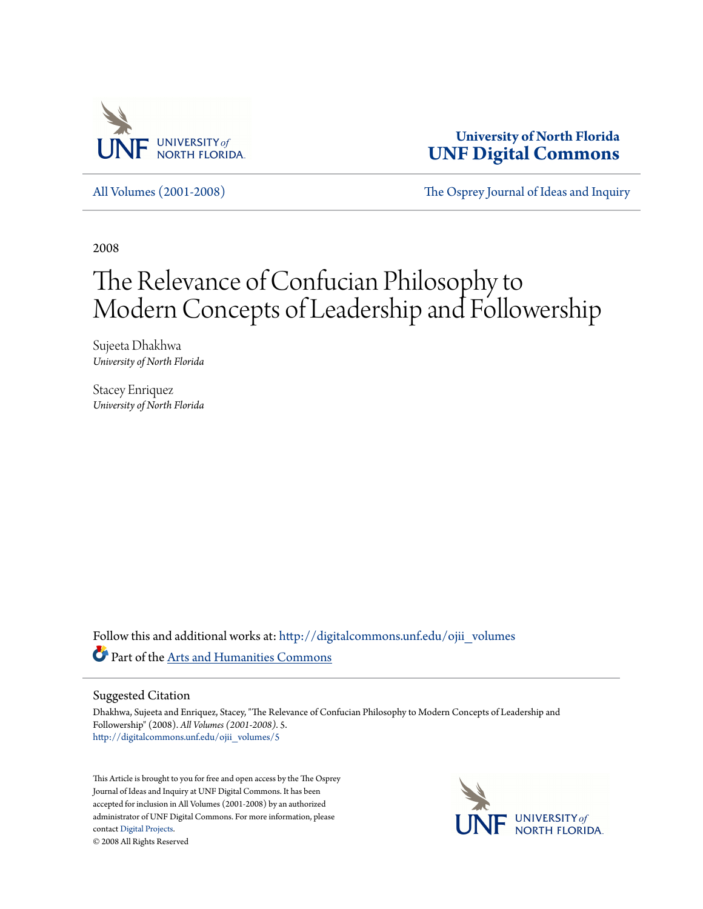University of North Florida
**UNF Digital Commons**

All Volumes (2001-2008) | The Osprey Journal of Ideas and Inquiry

2008

# The Relevance of Confucian Philosophy to Modern Concepts of Leadership and Followership

Sujeeta Dhakhwa
*University of North Florida*

Stacey Enriquez
*University of North Florida*

Follow this and additional works at: http://digitalcommons.unf.edu/ojii_volumes

Part of the Arts and Humanities Commons

## Suggested Citation

Dhakhwa, Sujeeta and Enriquez, Stacey, "The Relevance of Confucian Philosophy to Modern Concepts of Leadership and Followership" (2008). *All Volumes (2001-2008)*. 5.
http://digitalcommons.unf.edu/ojii_volumes/5

This Article is brought to you for free and open access by the The Osprey Journal of Ideas and Inquiry at UNF Digital Commons. It has been accepted for inclusion in All Volumes (2001-2008) by an authorized administrator of UNF Digital Commons. For more information, please contact Digital Projects.
© 2008 All Rights Reserved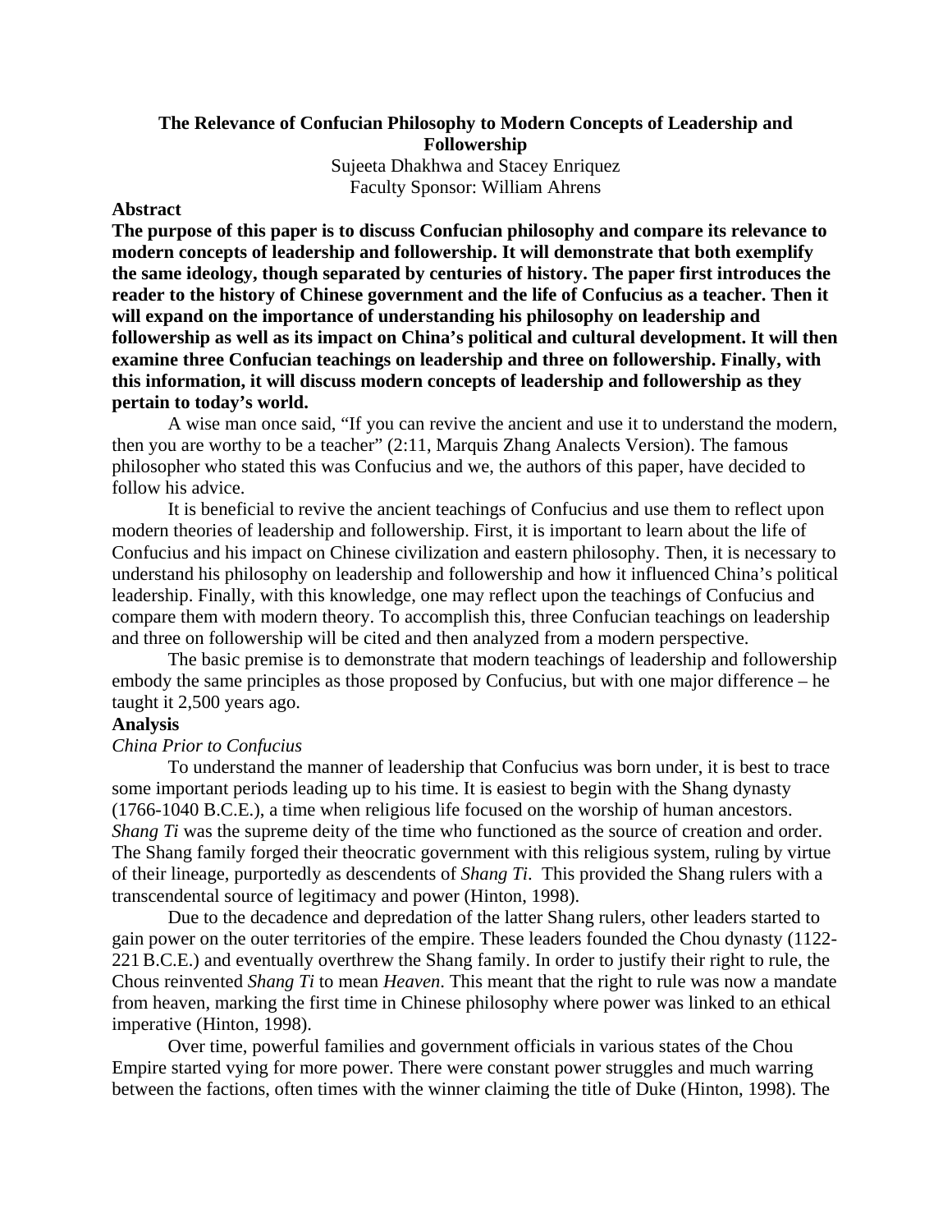# The Relevance of Confucian Philosophy to Modern Concepts of Leadership and Followership

Sujeeta Dhakhwa and Stacey Enriquez
Faculty Sponsor: William Ahrens

## Abstract

**The purpose of this paper is to discuss Confucian philosophy and compare its relevance to modern concepts of leadership and followership. It will demonstrate that both exemplify the same ideology, though separated by centuries of history. The paper first introduces the reader to the history of Chinese government and the life of Confucius as a teacher. Then it will expand on the importance of understanding his philosophy on leadership and followership as well as its impact on China's political and cultural development. It will then examine three Confucian teachings on leadership and three on followership. Finally, with this information, it will discuss modern concepts of leadership and followership as they pertain to today's world.**

A wise man once said, "If you can revive the ancient and use it to understand the modern, then you are worthy to be a teacher" (2:11, Marquis Zhang Analects Version). The famous philosopher who stated this was Confucius and we, the authors of this paper, have decided to follow his advice.

It is beneficial to revive the ancient teachings of Confucius and use them to reflect upon modern theories of leadership and followership. First, it is important to learn about the life of Confucius and his impact on Chinese civilization and eastern philosophy. Then, it is necessary to understand his philosophy on leadership and followership and how it influenced China's political leadership. Finally, with this knowledge, one may reflect upon the teachings of Confucius and compare them with modern theory. To accomplish this, three Confucian teachings on leadership and three on followership will be cited and then analyzed from a modern perspective.

The basic premise is to demonstrate that modern teachings of leadership and followership embody the same principles as those proposed by Confucius, but with one major difference – he taught it 2,500 years ago.

## Analysis

### *China Prior to Confucius*

To understand the manner of leadership that Confucius was born under, it is best to trace some important periods leading up to his time. It is easiest to begin with the Shang dynasty (1766-1040 B.C.E.), a time when religious life focused on the worship of human ancestors. *Shang Ti* was the supreme deity of the time who functioned as the source of creation and order. The Shang family forged their theocratic government with this religious system, ruling by virtue of their lineage, purportedly as descendents of *Shang Ti*. This provided the Shang rulers with a transcendental source of legitimacy and power (Hinton, 1998).

Due to the decadence and depredation of the latter Shang rulers, other leaders started to gain power on the outer territories of the empire. These leaders founded the Chou dynasty (1122-221 B.C.E.) and eventually overthrew the Shang family. In order to justify their right to rule, the Chous reinvented *Shang Ti* to mean *Heaven*. This meant that the right to rule was now a mandate from heaven, marking the first time in Chinese philosophy where power was linked to an ethical imperative (Hinton, 1998).

Over time, powerful families and government officials in various states of the Chou Empire started vying for more power. There were constant power struggles and much warring between the factions, often times with the winner claiming the title of Duke (Hinton, 1998). The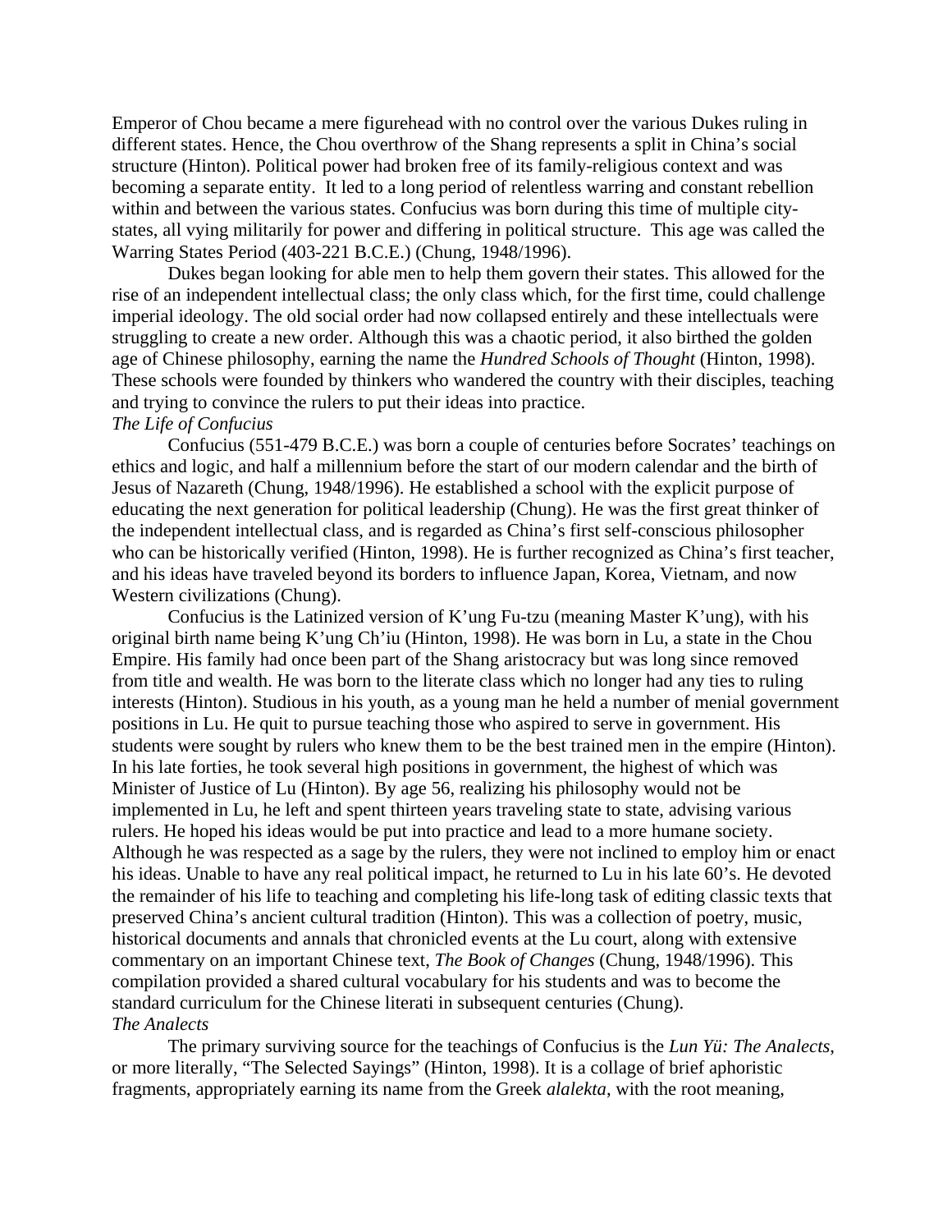Emperor of Chou became a mere figurehead with no control over the various Dukes ruling in different states. Hence, the Chou overthrow of the Shang represents a split in China's social structure (Hinton). Political power had broken free of its family-religious context and was becoming a separate entity. It led to a long period of relentless warring and constant rebellion within and between the various states. Confucius was born during this time of multiple city-states, all vying militarily for power and differing in political structure. This age was called the Warring States Period (403-221 B.C.E.) (Chung, 1948/1996).

Dukes began looking for able men to help them govern their states. This allowed for the rise of an independent intellectual class; the only class which, for the first time, could challenge imperial ideology. The old social order had now collapsed entirely and these intellectuals were struggling to create a new order. Although this was a chaotic period, it also birthed the golden age of Chinese philosophy, earning the name the *Hundred Schools of Thought* (Hinton, 1998). These schools were founded by thinkers who wandered the country with their disciples, teaching and trying to convince the rulers to put their ideas into practice.

*The Life of Confucius*

Confucius (551-479 B.C.E.) was born a couple of centuries before Socrates' teachings on ethics and logic, and half a millennium before the start of our modern calendar and the birth of Jesus of Nazareth (Chung, 1948/1996). He established a school with the explicit purpose of educating the next generation for political leadership (Chung). He was the first great thinker of the independent intellectual class, and is regarded as China's first self-conscious philosopher who can be historically verified (Hinton, 1998). He is further recognized as China's first teacher, and his ideas have traveled beyond its borders to influence Japan, Korea, Vietnam, and now Western civilizations (Chung).

Confucius is the Latinized version of K'ung Fu-tzu (meaning Master K'ung), with his original birth name being K'ung Ch'iu (Hinton, 1998). He was born in Lu, a state in the Chou Empire. His family had once been part of the Shang aristocracy but was long since removed from title and wealth. He was born to the literate class which no longer had any ties to ruling interests (Hinton). Studious in his youth, as a young man he held a number of menial government positions in Lu. He quit to pursue teaching those who aspired to serve in government. His students were sought by rulers who knew them to be the best trained men in the empire (Hinton). In his late forties, he took several high positions in government, the highest of which was Minister of Justice of Lu (Hinton). By age 56, realizing his philosophy would not be implemented in Lu, he left and spent thirteen years traveling state to state, advising various rulers. He hoped his ideas would be put into practice and lead to a more humane society. Although he was respected as a sage by the rulers, they were not inclined to employ him or enact his ideas. Unable to have any real political impact, he returned to Lu in his late 60's. He devoted the remainder of his life to teaching and completing his life-long task of editing classic texts that preserved China's ancient cultural tradition (Hinton). This was a collection of poetry, music, historical documents and annals that chronicled events at the Lu court, along with extensive commentary on an important Chinese text, *The Book of Changes* (Chung, 1948/1996). This compilation provided a shared cultural vocabulary for his students and was to become the standard curriculum for the Chinese literati in subsequent centuries (Chung).

*The Analects*

The primary surviving source for the teachings of Confucius is the *Lun Yü: The Analects*, or more literally, "The Selected Sayings" (Hinton, 1998). It is a collage of brief aphoristic fragments, appropriately earning its name from the Greek *alalekta*, with the root meaning,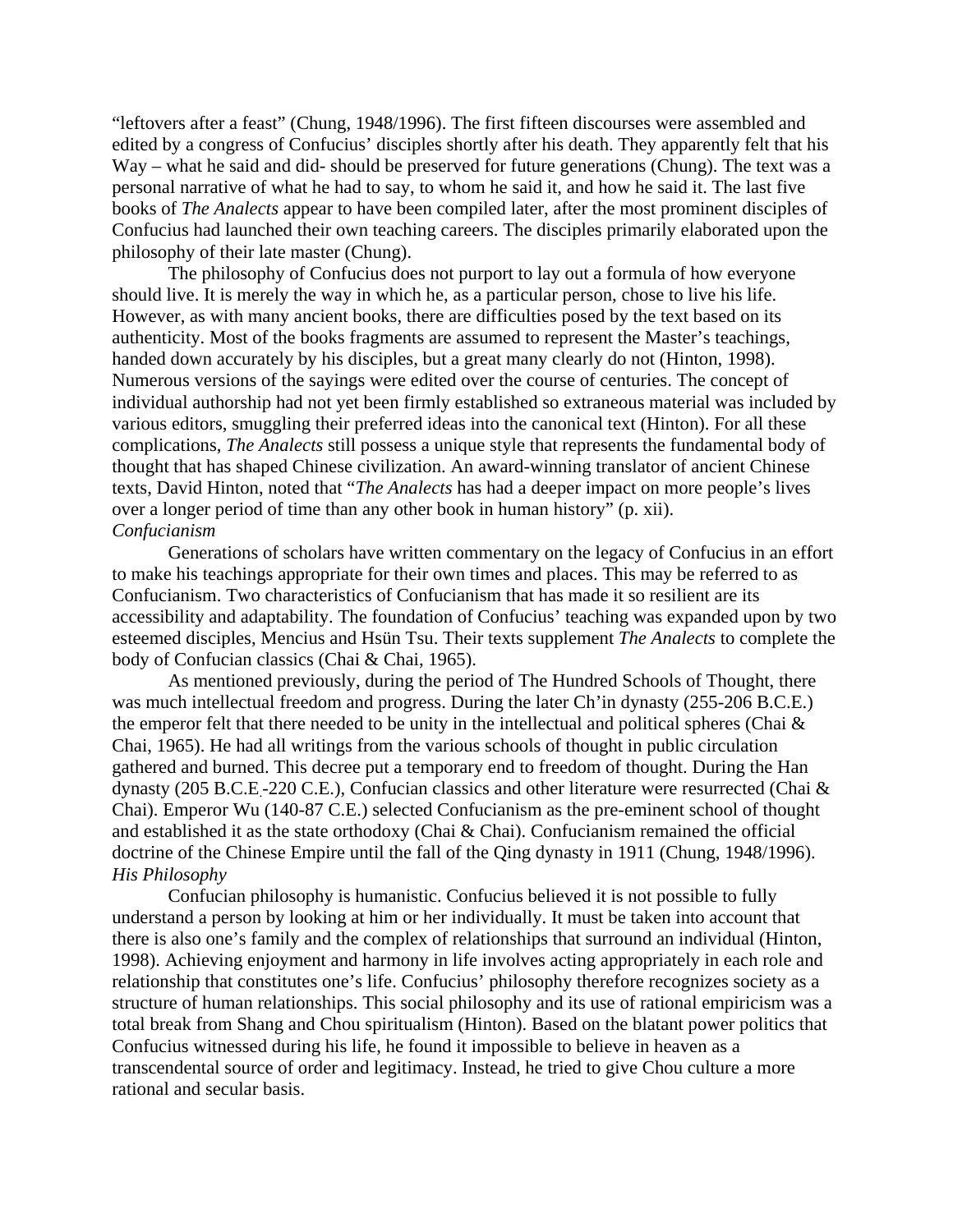"leftovers after a feast" (Chung, 1948/1996). The first fifteen discourses were assembled and edited by a congress of Confucius' disciples shortly after his death. They apparently felt that his Way – what he said and did- should be preserved for future generations (Chung). The text was a personal narrative of what he had to say, to whom he said it, and how he said it. The last five books of *The Analects* appear to have been compiled later, after the most prominent disciples of Confucius had launched their own teaching careers. The disciples primarily elaborated upon the philosophy of their late master (Chung).

The philosophy of Confucius does not purport to lay out a formula of how everyone should live. It is merely the way in which he, as a particular person, chose to live his life. However, as with many ancient books, there are difficulties posed by the text based on its authenticity. Most of the books fragments are assumed to represent the Master's teachings, handed down accurately by his disciples, but a great many clearly do not (Hinton, 1998). Numerous versions of the sayings were edited over the course of centuries. The concept of individual authorship had not yet been firmly established so extraneous material was included by various editors, smuggling their preferred ideas into the canonical text (Hinton). For all these complications, *The Analects* still possess a unique style that represents the fundamental body of thought that has shaped Chinese civilization. An award-winning translator of ancient Chinese texts, David Hinton, noted that "*The Analects* has had a deeper impact on more people's lives over a longer period of time than any other book in human history" (p. xii).

*Confucianism*

Generations of scholars have written commentary on the legacy of Confucius in an effort to make his teachings appropriate for their own times and places. This may be referred to as Confucianism. Two characteristics of Confucianism that has made it so resilient are its accessibility and adaptability. The foundation of Confucius' teaching was expanded upon by two esteemed disciples, Mencius and Hsün Tsu. Their texts supplement *The Analects* to complete the body of Confucian classics (Chai & Chai, 1965).

As mentioned previously, during the period of The Hundred Schools of Thought, there was much intellectual freedom and progress. During the later Ch'in dynasty (255-206 B.C.E.) the emperor felt that there needed to be unity in the intellectual and political spheres (Chai & Chai, 1965). He had all writings from the various schools of thought in public circulation gathered and burned. This decree put a temporary end to freedom of thought. During the Han dynasty (205 B.C.E.-220 C.E.), Confucian classics and other literature were resurrected (Chai & Chai). Emperor Wu (140-87 C.E.) selected Confucianism as the pre-eminent school of thought and established it as the state orthodoxy (Chai & Chai). Confucianism remained the official doctrine of the Chinese Empire until the fall of the Qing dynasty in 1911 (Chung, 1948/1996).

*His Philosophy*

Confucian philosophy is humanistic. Confucius believed it is not possible to fully understand a person by looking at him or her individually. It must be taken into account that there is also one's family and the complex of relationships that surround an individual (Hinton, 1998). Achieving enjoyment and harmony in life involves acting appropriately in each role and relationship that constitutes one's life. Confucius' philosophy therefore recognizes society as a structure of human relationships. This social philosophy and its use of rational empiricism was a total break from Shang and Chou spiritualism (Hinton). Based on the blatant power politics that Confucius witnessed during his life, he found it impossible to believe in heaven as a transcendental source of order and legitimacy. Instead, he tried to give Chou culture a more rational and secular basis.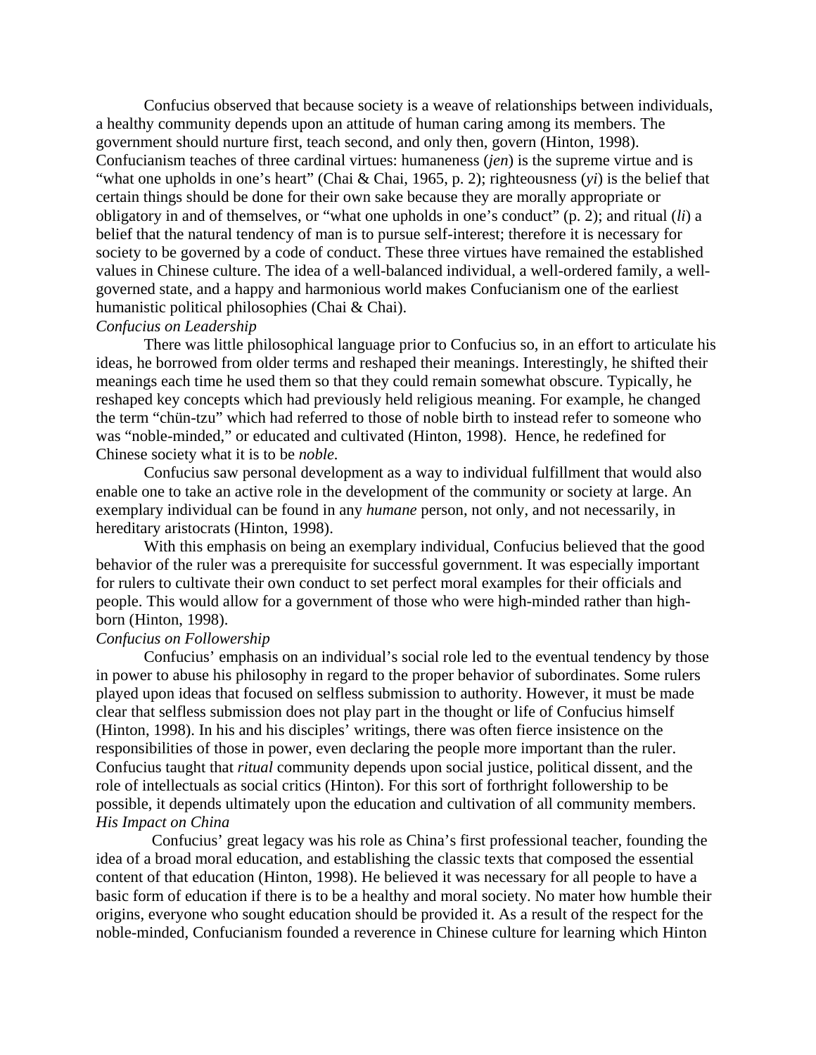Confucius observed that because society is a weave of relationships between individuals, a healthy community depends upon an attitude of human caring among its members. The government should nurture first, teach second, and only then, govern (Hinton, 1998). Confucianism teaches of three cardinal virtues: humaneness (*jen*) is the supreme virtue and is "what one upholds in one's heart" (Chai & Chai, 1965, p. 2); righteousness (*yi*) is the belief that certain things should be done for their own sake because they are morally appropriate or obligatory in and of themselves, or "what one upholds in one's conduct" (p. 2); and ritual (*li*) a belief that the natural tendency of man is to pursue self-interest; therefore it is necessary for society to be governed by a code of conduct. These three virtues have remained the established values in Chinese culture. The idea of a well-balanced individual, a well-ordered family, a well-governed state, and a happy and harmonious world makes Confucianism one of the earliest humanistic political philosophies (Chai & Chai).

*Confucius on Leadership*

There was little philosophical language prior to Confucius so, in an effort to articulate his ideas, he borrowed from older terms and reshaped their meanings. Interestingly, he shifted their meanings each time he used them so that they could remain somewhat obscure. Typically, he reshaped key concepts which had previously held religious meaning. For example, he changed the term "chün-tzu" which had referred to those of noble birth to instead refer to someone who was "noble-minded," or educated and cultivated (Hinton, 1998). Hence, he redefined for Chinese society what it is to be *noble*.

Confucius saw personal development as a way to individual fulfillment that would also enable one to take an active role in the development of the community or society at large. An exemplary individual can be found in any *humane* person, not only, and not necessarily, in hereditary aristocrats (Hinton, 1998).

With this emphasis on being an exemplary individual, Confucius believed that the good behavior of the ruler was a prerequisite for successful government. It was especially important for rulers to cultivate their own conduct to set perfect moral examples for their officials and people. This would allow for a government of those who were high-minded rather than high-born (Hinton, 1998).

*Confucius on Followership*

Confucius' emphasis on an individual's social role led to the eventual tendency by those in power to abuse his philosophy in regard to the proper behavior of subordinates. Some rulers played upon ideas that focused on selfless submission to authority. However, it must be made clear that selfless submission does not play part in the thought or life of Confucius himself (Hinton, 1998). In his and his disciples' writings, there was often fierce insistence on the responsibilities of those in power, even declaring the people more important than the ruler. Confucius taught that *ritual* community depends upon social justice, political dissent, and the role of intellectuals as social critics (Hinton). For this sort of forthright followership to be possible, it depends ultimately upon the education and cultivation of all community members.

*His Impact on China*

Confucius' great legacy was his role as China's first professional teacher, founding the idea of a broad moral education, and establishing the classic texts that composed the essential content of that education (Hinton, 1998). He believed it was necessary for all people to have a basic form of education if there is to be a healthy and moral society. No mater how humble their origins, everyone who sought education should be provided it. As a result of the respect for the noble-minded, Confucianism founded a reverence in Chinese culture for learning which Hinton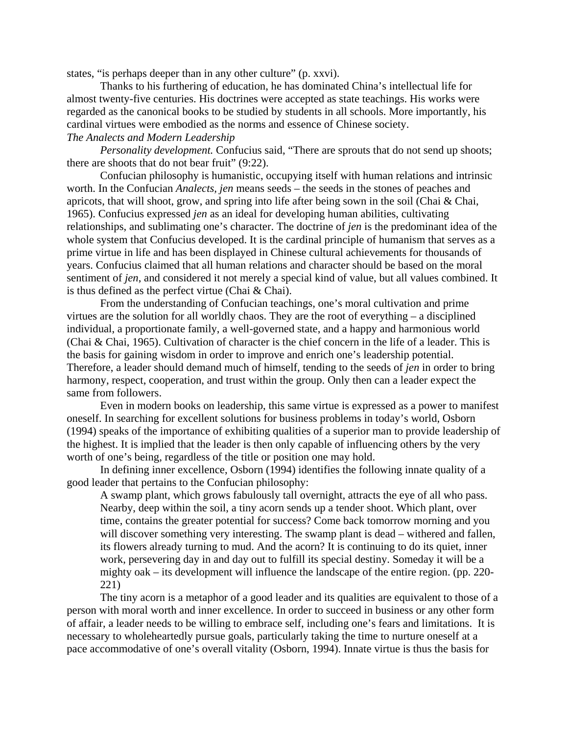states, "is perhaps deeper than in any other culture" (p. xxvi).

Thanks to his furthering of education, he has dominated China's intellectual life for almost twenty-five centuries. His doctrines were accepted as state teachings. His works were regarded as the canonical books to be studied by students in all schools. More importantly, his cardinal virtues were embodied as the norms and essence of Chinese society.

*The Analects and Modern Leadership*

*Personality development.* Confucius said, "There are sprouts that do not send up shoots; there are shoots that do not bear fruit" (9:22).

Confucian philosophy is humanistic, occupying itself with human relations and intrinsic worth. In the Confucian *Analects*, *jen* means seeds – the seeds in the stones of peaches and apricots, that will shoot, grow, and spring into life after being sown in the soil (Chai & Chai, 1965). Confucius expressed *jen* as an ideal for developing human abilities, cultivating relationships, and sublimating one's character. The doctrine of *jen* is the predominant idea of the whole system that Confucius developed. It is the cardinal principle of humanism that serves as a prime virtue in life and has been displayed in Chinese cultural achievements for thousands of years. Confucius claimed that all human relations and character should be based on the moral sentiment of *jen*, and considered it not merely a special kind of value, but all values combined. It is thus defined as the perfect virtue (Chai & Chai).

From the understanding of Confucian teachings, one's moral cultivation and prime virtues are the solution for all worldly chaos. They are the root of everything – a disciplined individual, a proportionate family, a well-governed state, and a happy and harmonious world (Chai & Chai, 1965). Cultivation of character is the chief concern in the life of a leader. This is the basis for gaining wisdom in order to improve and enrich one's leadership potential. Therefore, a leader should demand much of himself, tending to the seeds of *jen* in order to bring harmony, respect, cooperation, and trust within the group. Only then can a leader expect the same from followers.

Even in modern books on leadership, this same virtue is expressed as a power to manifest oneself. In searching for excellent solutions for business problems in today's world, Osborn (1994) speaks of the importance of exhibiting qualities of a superior man to provide leadership of the highest. It is implied that the leader is then only capable of influencing others by the very worth of one's being, regardless of the title or position one may hold.

In defining inner excellence, Osborn (1994) identifies the following innate quality of a good leader that pertains to the Confucian philosophy:

> A swamp plant, which grows fabulously tall overnight, attracts the eye of all who pass. Nearby, deep within the soil, a tiny acorn sends up a tender shoot. Which plant, over time, contains the greater potential for success? Come back tomorrow morning and you will discover something very interesting. The swamp plant is dead – withered and fallen, its flowers already turning to mud. And the acorn? It is continuing to do its quiet, inner work, persevering day in and day out to fulfill its special destiny. Someday it will be a mighty oak – its development will influence the landscape of the entire region. (pp. 220-221)

The tiny acorn is a metaphor of a good leader and its qualities are equivalent to those of a person with moral worth and inner excellence. In order to succeed in business or any other form of affair, a leader needs to be willing to embrace self, including one's fears and limitations. It is necessary to wholeheartedly pursue goals, particularly taking the time to nurture oneself at a pace accommodative of one's overall vitality (Osborn, 1994). Innate virtue is thus the basis for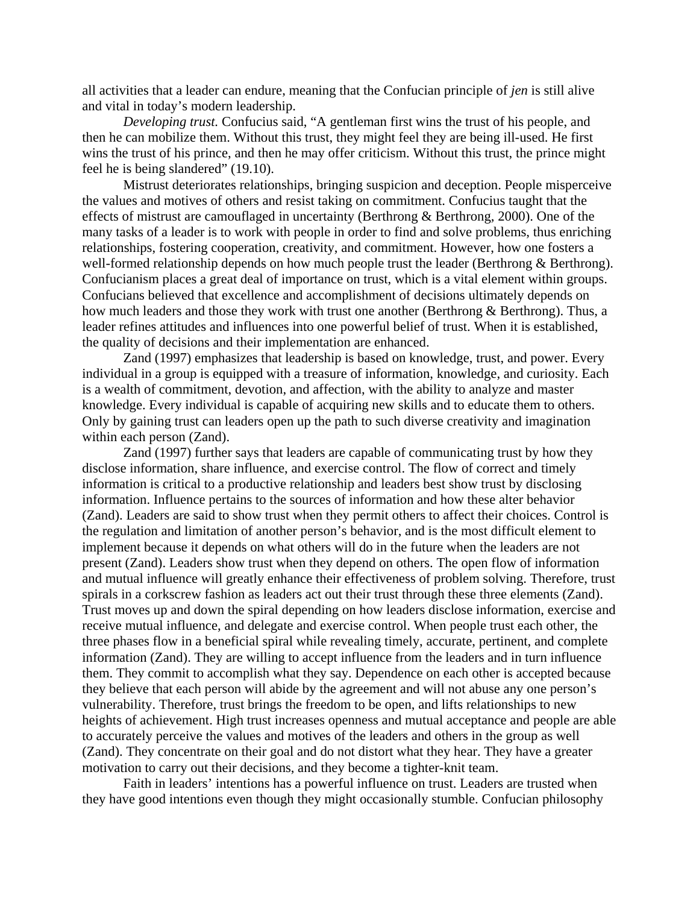all activities that a leader can endure, meaning that the Confucian principle of *jen* is still alive and vital in today's modern leadership.

*Developing trust.* Confucius said, "A gentleman first wins the trust of his people, and then he can mobilize them. Without this trust, they might feel they are being ill-used. He first wins the trust of his prince, and then he may offer criticism. Without this trust, the prince might feel he is being slandered" (19.10).

Mistrust deteriorates relationships, bringing suspicion and deception. People misperceive the values and motives of others and resist taking on commitment. Confucius taught that the effects of mistrust are camouflaged in uncertainty (Berthrong & Berthrong, 2000). One of the many tasks of a leader is to work with people in order to find and solve problems, thus enriching relationships, fostering cooperation, creativity, and commitment. However, how one fosters a well-formed relationship depends on how much people trust the leader (Berthrong & Berthrong). Confucianism places a great deal of importance on trust, which is a vital element within groups. Confucians believed that excellence and accomplishment of decisions ultimately depends on how much leaders and those they work with trust one another (Berthrong & Berthrong). Thus, a leader refines attitudes and influences into one powerful belief of trust. When it is established, the quality of decisions and their implementation are enhanced.

Zand (1997) emphasizes that leadership is based on knowledge, trust, and power. Every individual in a group is equipped with a treasure of information, knowledge, and curiosity. Each is a wealth of commitment, devotion, and affection, with the ability to analyze and master knowledge. Every individual is capable of acquiring new skills and to educate them to others. Only by gaining trust can leaders open up the path to such diverse creativity and imagination within each person (Zand).

Zand (1997) further says that leaders are capable of communicating trust by how they disclose information, share influence, and exercise control. The flow of correct and timely information is critical to a productive relationship and leaders best show trust by disclosing information. Influence pertains to the sources of information and how these alter behavior (Zand). Leaders are said to show trust when they permit others to affect their choices. Control is the regulation and limitation of another person's behavior, and is the most difficult element to implement because it depends on what others will do in the future when the leaders are not present (Zand). Leaders show trust when they depend on others. The open flow of information and mutual influence will greatly enhance their effectiveness of problem solving. Therefore, trust spirals in a corkscrew fashion as leaders act out their trust through these three elements (Zand). Trust moves up and down the spiral depending on how leaders disclose information, exercise and receive mutual influence, and delegate and exercise control. When people trust each other, the three phases flow in a beneficial spiral while revealing timely, accurate, pertinent, and complete information (Zand). They are willing to accept influence from the leaders and in turn influence them. They commit to accomplish what they say. Dependence on each other is accepted because they believe that each person will abide by the agreement and will not abuse any one person's vulnerability. Therefore, trust brings the freedom to be open, and lifts relationships to new heights of achievement. High trust increases openness and mutual acceptance and people are able to accurately perceive the values and motives of the leaders and others in the group as well (Zand). They concentrate on their goal and do not distort what they hear. They have a greater motivation to carry out their decisions, and they become a tighter-knit team.

Faith in leaders' intentions has a powerful influence on trust. Leaders are trusted when they have good intentions even though they might occasionally stumble. Confucian philosophy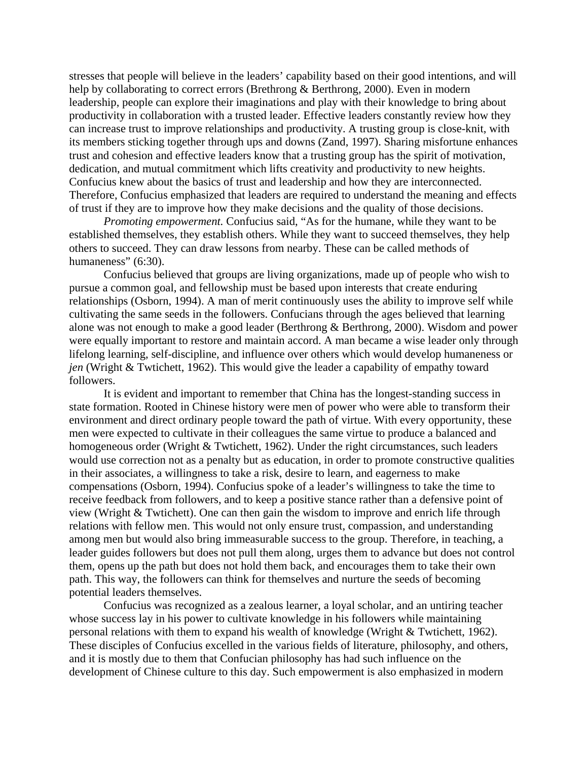stresses that people will believe in the leaders' capability based on their good intentions, and will help by collaborating to correct errors (Brethrong & Berthrong, 2000). Even in modern leadership, people can explore their imaginations and play with their knowledge to bring about productivity in collaboration with a trusted leader. Effective leaders constantly review how they can increase trust to improve relationships and productivity. A trusting group is close-knit, with its members sticking together through ups and downs (Zand, 1997). Sharing misfortune enhances trust and cohesion and effective leaders know that a trusting group has the spirit of motivation, dedication, and mutual commitment which lifts creativity and productivity to new heights. Confucius knew about the basics of trust and leadership and how they are interconnected. Therefore, Confucius emphasized that leaders are required to understand the meaning and effects of trust if they are to improve how they make decisions and the quality of those decisions.

*Promoting empowerment.* Confucius said, "As for the humane, while they want to be established themselves, they establish others. While they want to succeed themselves, they help others to succeed. They can draw lessons from nearby. These can be called methods of humaneness" (6:30).

Confucius believed that groups are living organizations, made up of people who wish to pursue a common goal, and fellowship must be based upon interests that create enduring relationships (Osborn, 1994). A man of merit continuously uses the ability to improve self while cultivating the same seeds in the followers. Confucians through the ages believed that learning alone was not enough to make a good leader (Berthrong & Berthrong, 2000). Wisdom and power were equally important to restore and maintain accord. A man became a wise leader only through lifelong learning, self-discipline, and influence over others which would develop humaneness or *jen* (Wright & Twtichett, 1962). This would give the leader a capability of empathy toward followers.

It is evident and important to remember that China has the longest-standing success in state formation. Rooted in Chinese history were men of power who were able to transform their environment and direct ordinary people toward the path of virtue. With every opportunity, these men were expected to cultivate in their colleagues the same virtue to produce a balanced and homogeneous order (Wright & Twtichett, 1962). Under the right circumstances, such leaders would use correction not as a penalty but as education, in order to promote constructive qualities in their associates, a willingness to take a risk, desire to learn, and eagerness to make compensations (Osborn, 1994). Confucius spoke of a leader's willingness to take the time to receive feedback from followers, and to keep a positive stance rather than a defensive point of view (Wright & Twtichett). One can then gain the wisdom to improve and enrich life through relations with fellow men. This would not only ensure trust, compassion, and understanding among men but would also bring immeasurable success to the group. Therefore, in teaching, a leader guides followers but does not pull them along, urges them to advance but does not control them, opens up the path but does not hold them back, and encourages them to take their own path. This way, the followers can think for themselves and nurture the seeds of becoming potential leaders themselves.

Confucius was recognized as a zealous learner, a loyal scholar, and an untiring teacher whose success lay in his power to cultivate knowledge in his followers while maintaining personal relations with them to expand his wealth of knowledge (Wright & Twtichett, 1962). These disciples of Confucius excelled in the various fields of literature, philosophy, and others, and it is mostly due to them that Confucian philosophy has had such influence on the development of Chinese culture to this day. Such empowerment is also emphasized in modern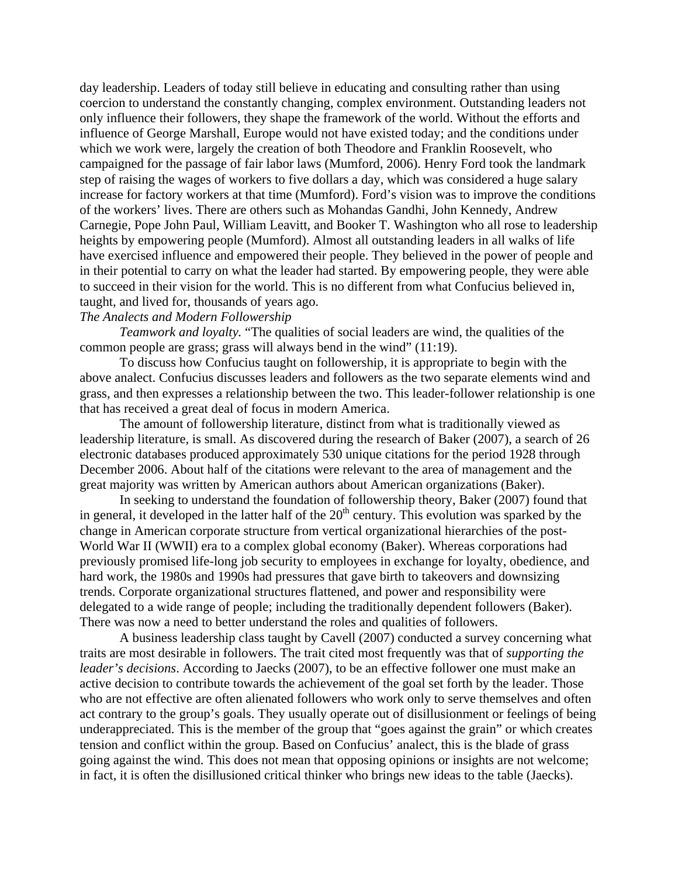day leadership. Leaders of today still believe in educating and consulting rather than using coercion to understand the constantly changing, complex environment. Outstanding leaders not only influence their followers, they shape the framework of the world. Without the efforts and influence of George Marshall, Europe would not have existed today; and the conditions under which we work were, largely the creation of both Theodore and Franklin Roosevelt, who campaigned for the passage of fair labor laws (Mumford, 2006). Henry Ford took the landmark step of raising the wages of workers to five dollars a day, which was considered a huge salary increase for factory workers at that time (Mumford). Ford's vision was to improve the conditions of the workers' lives. There are others such as Mohandas Gandhi, John Kennedy, Andrew Carnegie, Pope John Paul, William Leavitt, and Booker T. Washington who all rose to leadership heights by empowering people (Mumford). Almost all outstanding leaders in all walks of life have exercised influence and empowered their people. They believed in the power of people and in their potential to carry on what the leader had started. By empowering people, they were able to succeed in their vision for the world. This is no different from what Confucius believed in, taught, and lived for, thousands of years ago.

*The Analects and Modern Followership*

*Teamwork and loyalty.* "The qualities of social leaders are wind, the qualities of the common people are grass; grass will always bend in the wind" (11:19).

To discuss how Confucius taught on followership, it is appropriate to begin with the above analect. Confucius discusses leaders and followers as the two separate elements wind and grass, and then expresses a relationship between the two. This leader-follower relationship is one that has received a great deal of focus in modern America.

The amount of followership literature, distinct from what is traditionally viewed as leadership literature, is small. As discovered during the research of Baker (2007), a search of 26 electronic databases produced approximately 530 unique citations for the period 1928 through December 2006. About half of the citations were relevant to the area of management and the great majority was written by American authors about American organizations (Baker).

In seeking to understand the foundation of followership theory, Baker (2007) found that in general, it developed in the latter half of the 20th century. This evolution was sparked by the change in American corporate structure from vertical organizational hierarchies of the post-World War II (WWII) era to a complex global economy (Baker). Whereas corporations had previously promised life-long job security to employees in exchange for loyalty, obedience, and hard work, the 1980s and 1990s had pressures that gave birth to takeovers and downsizing trends. Corporate organizational structures flattened, and power and responsibility were delegated to a wide range of people; including the traditionally dependent followers (Baker). There was now a need to better understand the roles and qualities of followers.

A business leadership class taught by Cavell (2007) conducted a survey concerning what traits are most desirable in followers. The trait cited most frequently was that of *supporting the leader's decisions*. According to Jaecks (2007), to be an effective follower one must make an active decision to contribute towards the achievement of the goal set forth by the leader. Those who are not effective are often alienated followers who work only to serve themselves and often act contrary to the group's goals. They usually operate out of disillusionment or feelings of being underappreciated. This is the member of the group that "goes against the grain" or which creates tension and conflict within the group. Based on Confucius' analect, this is the blade of grass going against the wind. This does not mean that opposing opinions or insights are not welcome; in fact, it is often the disillusioned critical thinker who brings new ideas to the table (Jaecks).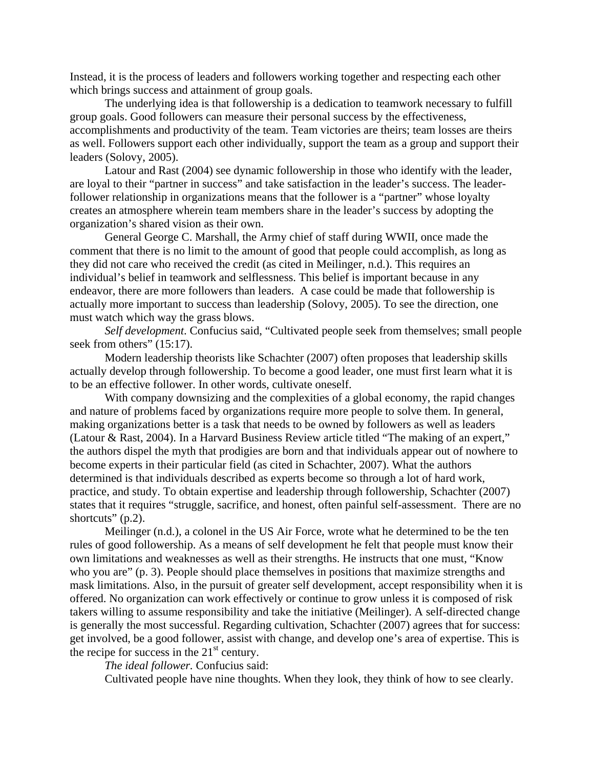Instead, it is the process of leaders and followers working together and respecting each other which brings success and attainment of group goals.

The underlying idea is that followership is a dedication to teamwork necessary to fulfill group goals. Good followers can measure their personal success by the effectiveness, accomplishments and productivity of the team. Team victories are theirs; team losses are theirs as well. Followers support each other individually, support the team as a group and support their leaders (Solovy, 2005).

Latour and Rast (2004) see dynamic followership in those who identify with the leader, are loyal to their "partner in success" and take satisfaction in the leader's success. The leader-follower relationship in organizations means that the follower is a "partner" whose loyalty creates an atmosphere wherein team members share in the leader's success by adopting the organization's shared vision as their own.

General George C. Marshall, the Army chief of staff during WWII, once made the comment that there is no limit to the amount of good that people could accomplish, as long as they did not care who received the credit (as cited in Meilinger, n.d.). This requires an individual's belief in teamwork and selflessness. This belief is important because in any endeavor, there are more followers than leaders. A case could be made that followership is actually more important to success than leadership (Solovy, 2005). To see the direction, one must watch which way the grass blows.

*Self development*. Confucius said, "Cultivated people seek from themselves; small people seek from others" (15:17).

Modern leadership theorists like Schachter (2007) often proposes that leadership skills actually develop through followership. To become a good leader, one must first learn what it is to be an effective follower. In other words, cultivate oneself.

With company downsizing and the complexities of a global economy, the rapid changes and nature of problems faced by organizations require more people to solve them. In general, making organizations better is a task that needs to be owned by followers as well as leaders (Latour & Rast, 2004). In a Harvard Business Review article titled "The making of an expert," the authors dispel the myth that prodigies are born and that individuals appear out of nowhere to become experts in their particular field (as cited in Schachter, 2007). What the authors determined is that individuals described as experts become so through a lot of hard work, practice, and study. To obtain expertise and leadership through followership, Schachter (2007) states that it requires "struggle, sacrifice, and honest, often painful self-assessment. There are no shortcuts" (p.2).

Meilinger (n.d.), a colonel in the US Air Force, wrote what he determined to be the ten rules of good followership. As a means of self development he felt that people must know their own limitations and weaknesses as well as their strengths. He instructs that one must, "Know who you are" (p. 3). People should place themselves in positions that maximize strengths and mask limitations. Also, in the pursuit of greater self development, accept responsibility when it is offered. No organization can work effectively or continue to grow unless it is composed of risk takers willing to assume responsibility and take the initiative (Meilinger). A self-directed change is generally the most successful. Regarding cultivation, Schachter (2007) agrees that for success: get involved, be a good follower, assist with change, and develop one's area of expertise. This is the recipe for success in the 21st century.

*The ideal follower*. Confucius said:

Cultivated people have nine thoughts. When they look, they think of how to see clearly.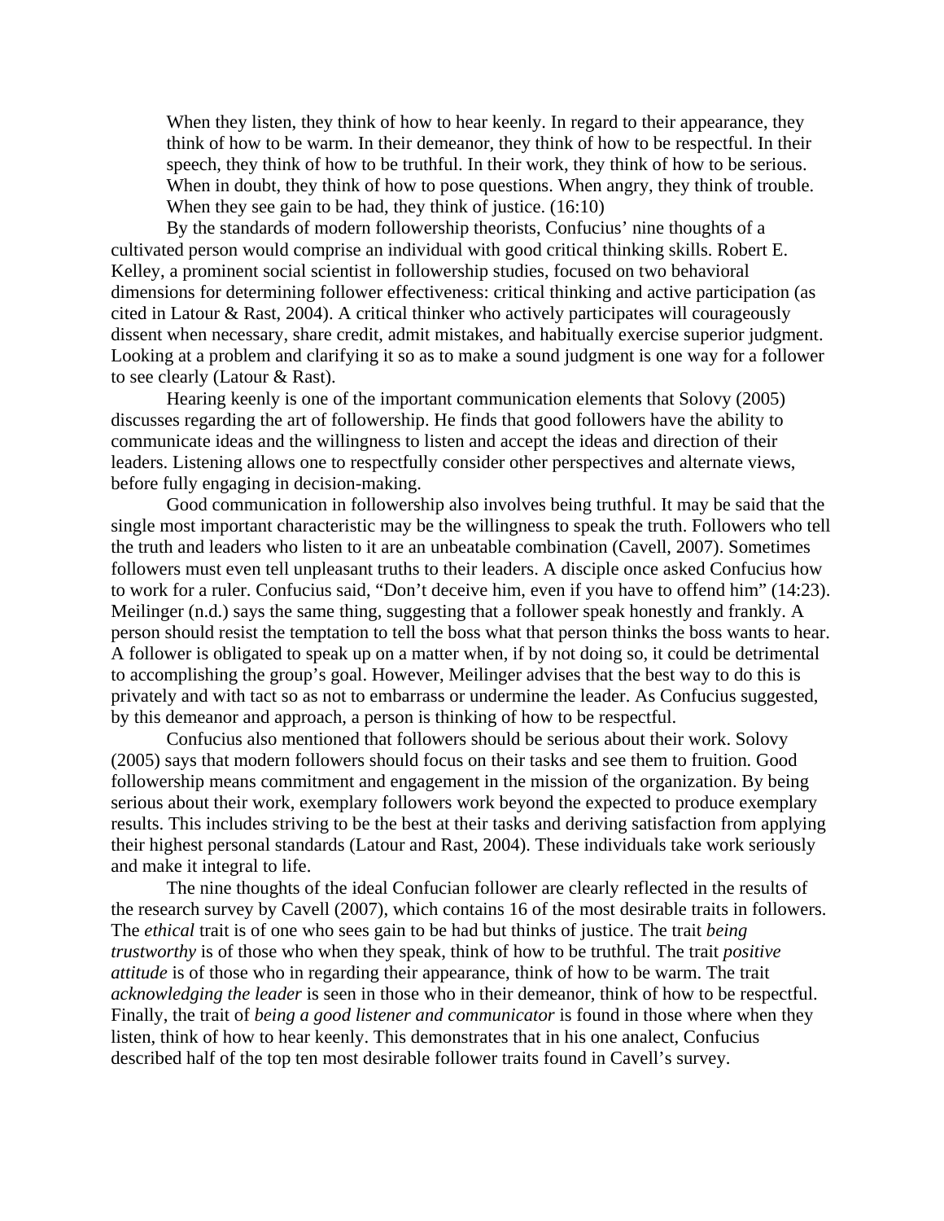> When they listen, they think of how to hear keenly. In regard to their appearance, they think of how to be warm. In their demeanor, they think of how to be respectful. In their speech, they think of how to be truthful. In their work, they think of how to be serious. When in doubt, they think of how to pose questions. When angry, they think of trouble. When they see gain to be had, they think of justice. (16:10)

By the standards of modern followership theorists, Confucius' nine thoughts of a cultivated person would comprise an individual with good critical thinking skills. Robert E. Kelley, a prominent social scientist in followership studies, focused on two behavioral dimensions for determining follower effectiveness: critical thinking and active participation (as cited in Latour & Rast, 2004). A critical thinker who actively participates will courageously dissent when necessary, share credit, admit mistakes, and habitually exercise superior judgment. Looking at a problem and clarifying it so as to make a sound judgment is one way for a follower to see clearly (Latour & Rast).

Hearing keenly is one of the important communication elements that Solovy (2005) discusses regarding the art of followership. He finds that good followers have the ability to communicate ideas and the willingness to listen and accept the ideas and direction of their leaders. Listening allows one to respectfully consider other perspectives and alternate views, before fully engaging in decision-making.

Good communication in followership also involves being truthful. It may be said that the single most important characteristic may be the willingness to speak the truth. Followers who tell the truth and leaders who listen to it are an unbeatable combination (Cavell, 2007). Sometimes followers must even tell unpleasant truths to their leaders. A disciple once asked Confucius how to work for a ruler. Confucius said, "Don't deceive him, even if you have to offend him" (14:23). Meilinger (n.d.) says the same thing, suggesting that a follower speak honestly and frankly. A person should resist the temptation to tell the boss what that person thinks the boss wants to hear. A follower is obligated to speak up on a matter when, if by not doing so, it could be detrimental to accomplishing the group's goal. However, Meilinger advises that the best way to do this is privately and with tact so as not to embarrass or undermine the leader. As Confucius suggested, by this demeanor and approach, a person is thinking of how to be respectful.

Confucius also mentioned that followers should be serious about their work. Solovy (2005) says that modern followers should focus on their tasks and see them to fruition. Good followership means commitment and engagement in the mission of the organization. By being serious about their work, exemplary followers work beyond the expected to produce exemplary results. This includes striving to be the best at their tasks and deriving satisfaction from applying their highest personal standards (Latour and Rast, 2004). These individuals take work seriously and make it integral to life.

The nine thoughts of the ideal Confucian follower are clearly reflected in the results of the research survey by Cavell (2007), which contains 16 of the most desirable traits in followers. The *ethical* trait is of one who sees gain to be had but thinks of justice. The trait *being trustworthy* is of those who when they speak, think of how to be truthful. The trait *positive attitude* is of those who in regarding their appearance, think of how to be warm. The trait *acknowledging the leader* is seen in those who in their demeanor, think of how to be respectful. Finally, the trait of *being a good listener and communicator* is found in those where when they listen, think of how to hear keenly. This demonstrates that in his one analect, Confucius described half of the top ten most desirable follower traits found in Cavell's survey.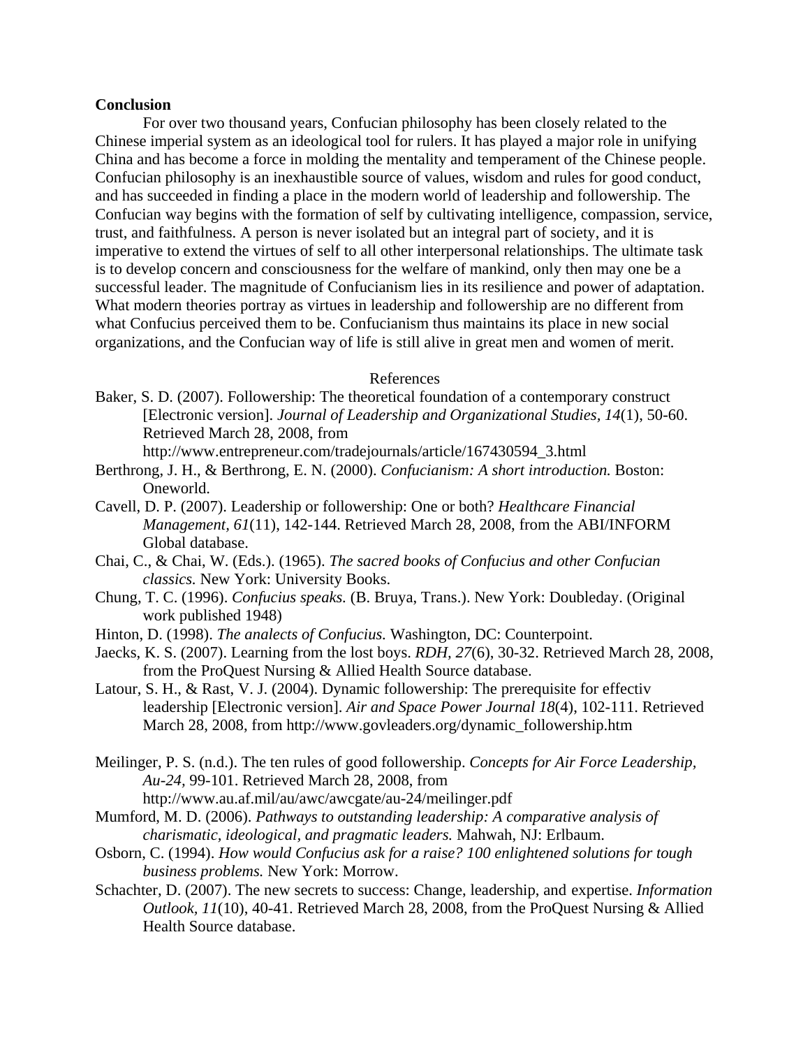**Conclusion**

For over two thousand years, Confucian philosophy has been closely related to the Chinese imperial system as an ideological tool for rulers. It has played a major role in unifying China and has become a force in molding the mentality and temperament of the Chinese people. Confucian philosophy is an inexhaustible source of values, wisdom and rules for good conduct, and has succeeded in finding a place in the modern world of leadership and followership. The Confucian way begins with the formation of self by cultivating intelligence, compassion, service, trust, and faithfulness. A person is never isolated but an integral part of society, and it is imperative to extend the virtues of self to all other interpersonal relationships. The ultimate task is to develop concern and consciousness for the welfare of mankind, only then may one be a successful leader. The magnitude of Confucianism lies in its resilience and power of adaptation. What modern theories portray as virtues in leadership and followership are no different from what Confucius perceived them to be. Confucianism thus maintains its place in new social organizations, and the Confucian way of life is still alive in great men and women of merit.

References

Baker, S. D. (2007). Followership: The theoretical foundation of a contemporary construct [Electronic version]. *Journal of Leadership and Organizational Studies*, *14*(1), 50-60. Retrieved March 28, 2008, from http://www.entrepreneur.com/tradejournals/article/167430594_3.html

Berthrong, J. H., & Berthrong, E. N. (2000). *Confucianism: A short introduction.* Boston: Oneworld.

Cavell, D. P. (2007). Leadership or followership: One or both? *Healthcare Financial Management, 61*(11), 142-144. Retrieved March 28, 2008, from the ABI/INFORM Global database.

Chai, C., & Chai, W. (Eds.). (1965). *The sacred books of Confucius and other Confucian classics.* New York: University Books.

Chung, T. C. (1996). *Confucius speaks.* (B. Bruya, Trans.). New York: Doubleday. (Original work published 1948)

Hinton, D. (1998). *The analects of Confucius.* Washington, DC: Counterpoint.

Jaecks, K. S. (2007). Learning from the lost boys. *RDH, 27*(6), 30-32. Retrieved March 28, 2008, from the ProQuest Nursing & Allied Health Source database.

Latour, S. H., & Rast, V. J. (2004). Dynamic followership: The prerequisite for effectiv leadership [Electronic version]. *Air and Space Power Journal 18*(4), 102-111. Retrieved March 28, 2008, from http://www.govleaders.org/dynamic_followership.htm

Meilinger, P. S. (n.d.). The ten rules of good followership. *Concepts for Air Force Leadership, Au-24,* 99-101. Retrieved March 28, 2008, from http://www.au.af.mil/au/awc/awcgate/au-24/meilinger.pdf

Mumford, M. D. (2006). *Pathways to outstanding leadership: A comparative analysis of charismatic, ideological, and pragmatic leaders.* Mahwah, NJ: Erlbaum.

Osborn, C. (1994). *How would Confucius ask for a raise? 100 enlightened solutions for tough business problems.* New York: Morrow.

Schachter, D. (2007). The new secrets to success: Change, leadership, and expertise. *Information Outlook, 11*(10), 40-41. Retrieved March 28, 2008, from the ProQuest Nursing & Allied Health Source database.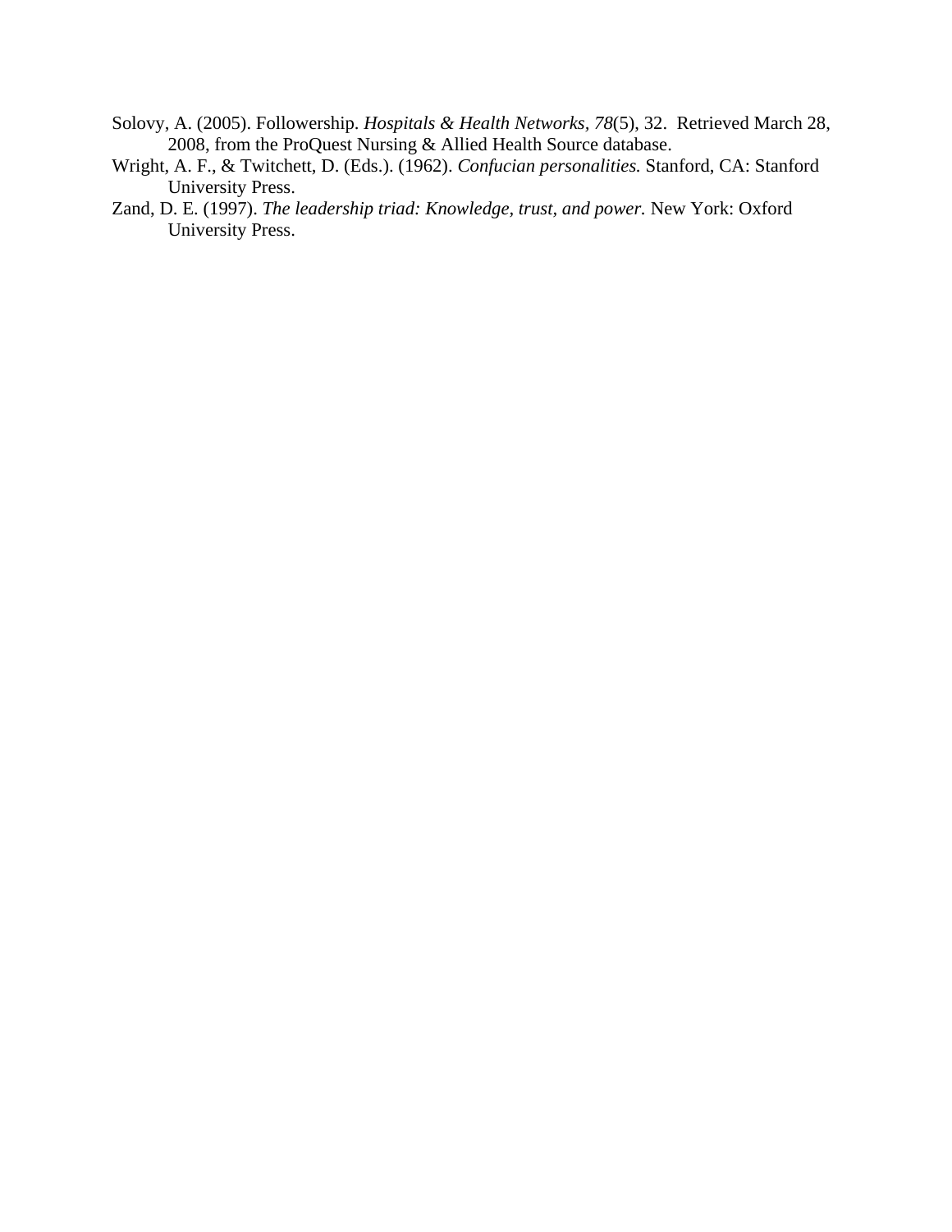Solovy, A. (2005). Followership. *Hospitals & Health Networks, 78*(5), 32. Retrieved March 28, 2008, from the ProQuest Nursing & Allied Health Source database.

Wright, A. F., & Twitchett, D. (Eds.). (1962). *Confucian personalities.* Stanford, CA: Stanford University Press.

Zand, D. E. (1997). *The leadership triad: Knowledge, trust, and power.* New York: Oxford University Press.